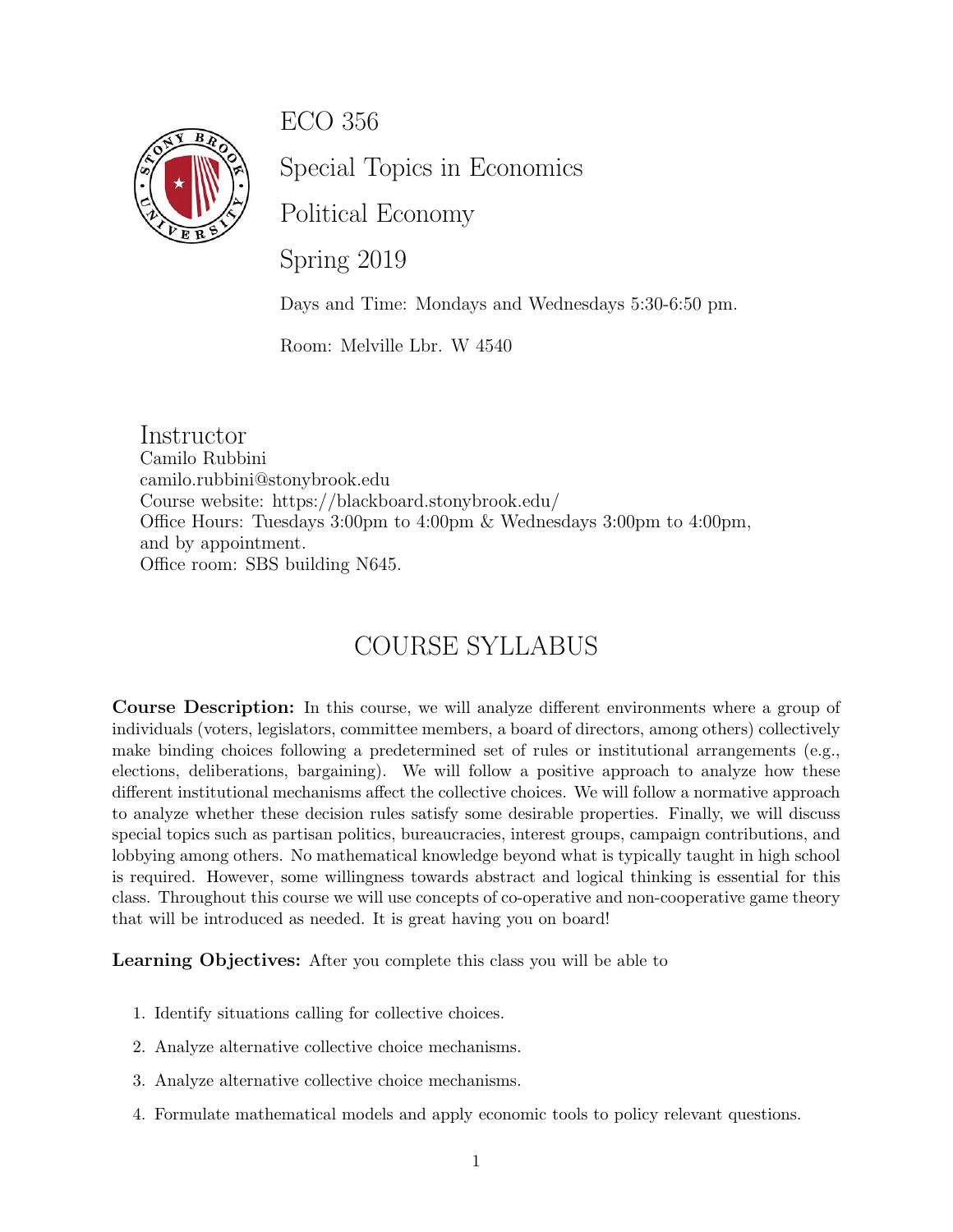# ECO 356

## Special Topics in Economics

## Political Economy

## Spring 2019

Days and Time: Mondays and Wednesdays 5:30-6:50 pm.

Room: Melville Lbr. W 4540

## Instructor

Camilo Rubbini
camilo.rubbini@stonybrook.edu
Course website: https://blackboard.stonybrook.edu/
Office Hours: Tuesdays 3:00pm to 4:00pm & Wednesdays 3:00pm to 4:00pm, and by appointment.
Office room: SBS building N645.

# COURSE SYLLABUS

**Course Description:** In this course, we will analyze different environments where a group of individuals (voters, legislators, committee members, a board of directors, among others) collectively make binding choices following a predetermined set of rules or institutional arrangements (e.g., elections, deliberations, bargaining). We will follow a positive approach to analyze how these different institutional mechanisms affect the collective choices. We will follow a normative approach to analyze whether these decision rules satisfy some desirable properties. Finally, we will discuss special topics such as partisan politics, bureaucracies, interest groups, campaign contributions, and lobbying among others. No mathematical knowledge beyond what is typically taught in high school is required. However, some willingness towards abstract and logical thinking is essential for this class. Throughout this course we will use concepts of co-operative and non-cooperative game theory that will be introduced as needed. It is great having you on board!

**Learning Objectives:** After you complete this class you will be able to

1. Identify situations calling for collective choices.
2. Analyze alternative collective choice mechanisms.
3. Analyze alternative collective choice mechanisms.
4. Formulate mathematical models and apply economic tools to policy relevant questions.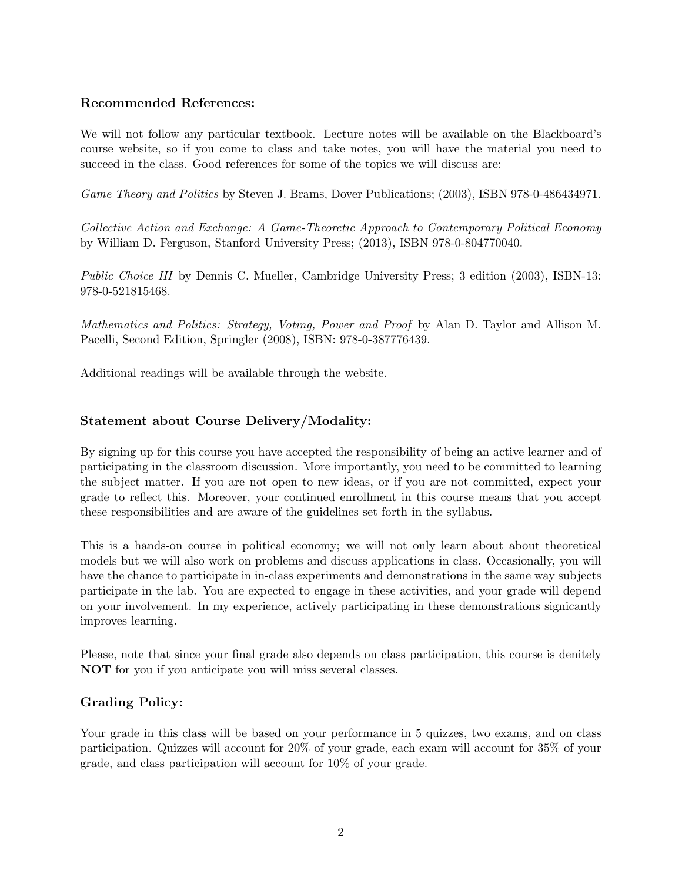### Recommended References:

We will not follow any particular textbook. Lecture notes will be available on the Blackboard's course website, so if you come to class and take notes, you will have the material you need to succeed in the class. Good references for some of the topics we will discuss are:

*Game Theory and Politics* by Steven J. Brams, Dover Publications; (2003), ISBN 978-0-486434971.

*Collective Action and Exchange: A Game-Theoretic Approach to Contemporary Political Economy* by William D. Ferguson, Stanford University Press; (2013), ISBN 978-0-804770040.

*Public Choice III* by Dennis C. Mueller, Cambridge University Press; 3 edition (2003), ISBN-13: 978-0-521815468.

*Mathematics and Politics: Strategy, Voting, Power and Proof* by Alan D. Taylor and Allison M. Pacelli, Second Edition, Springler (2008), ISBN: 978-0-387776439.

Additional readings will be available through the website.

### Statement about Course Delivery/Modality:

By signing up for this course you have accepted the responsibility of being an active learner and of participating in the classroom discussion. More importantly, you need to be committed to learning the subject matter. If you are not open to new ideas, or if you are not committed, expect your grade to reflect this. Moreover, your continued enrollment in this course means that you accept these responsibilities and are aware of the guidelines set forth in the syllabus.

This is a hands-on course in political economy; we will not only learn about about theoretical models but we will also work on problems and discuss applications in class. Occasionally, you will have the chance to participate in in-class experiments and demonstrations in the same way subjects participate in the lab. You are expected to engage in these activities, and your grade will depend on your involvement. In my experience, actively participating in these demonstrations signicantly improves learning.

Please, note that since your final grade also depends on class participation, this course is denitely **NOT** for you if you anticipate you will miss several classes.

### Grading Policy:

Your grade in this class will be based on your performance in 5 quizzes, two exams, and on class participation. Quizzes will account for 20% of your grade, each exam will account for 35% of your grade, and class participation will account for 10% of your grade.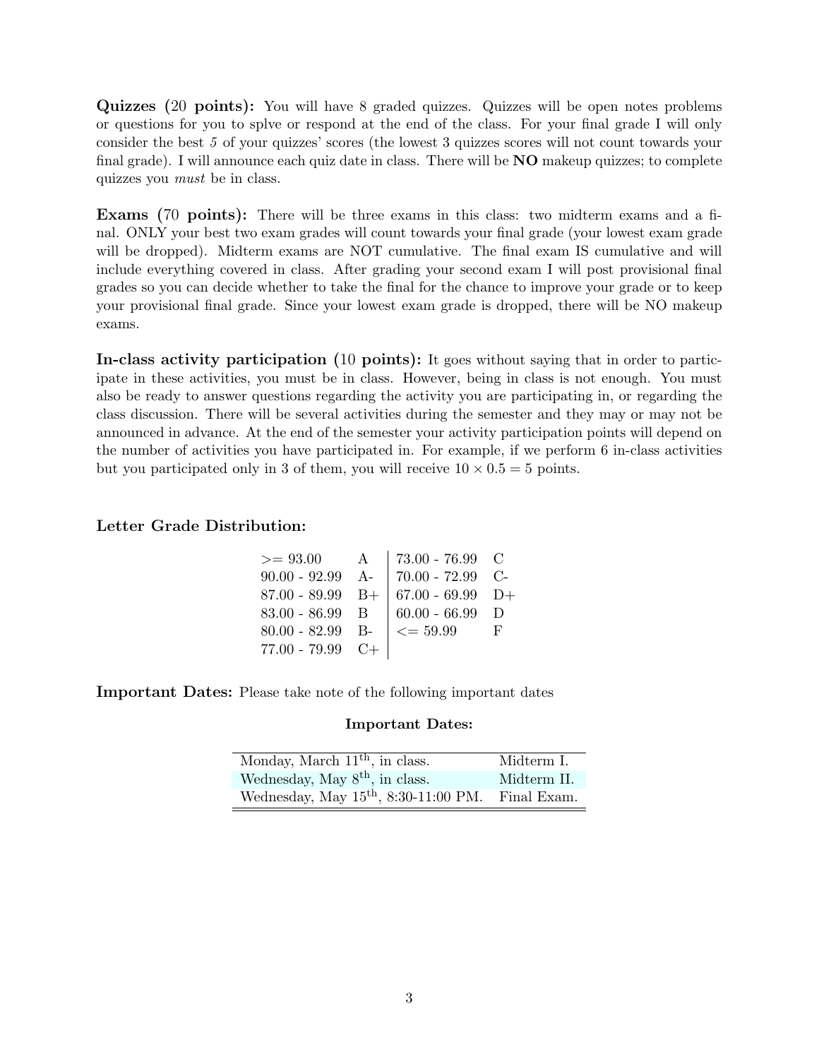**Quizzes (20 points):** You will have 8 graded quizzes. Quizzes will be open notes problems or questions for you to splve or respond at the end of the class. For your final grade I will only consider the best *5* of your quizzes' scores (the lowest 3 quizzes scores will not count towards your final grade). I will announce each quiz date in class. There will be **NO** makeup quizzes; to complete quizzes you *must* be in class.

**Exams (70 points):** There will be three exams in this class: two midterm exams and a final. ONLY your best two exam grades will count towards your final grade (your lowest exam grade will be dropped). Midterm exams are NOT cumulative. The final exam IS cumulative and will include everything covered in class. After grading your second exam I will post provisional final grades so you can decide whether to take the final for the chance to improve your grade or to keep your provisional final grade. Since your lowest exam grade is dropped, there will be NO makeup exams.

**In-class activity participation (10 points):** It goes without saying that in order to participate in these activities, you must be in class. However, being in class is not enough. You must also be ready to answer questions regarding the activity you are participating in, or regarding the class discussion. There will be several activities during the semester and they may or may not be announced in advance. At the end of the semester your activity participation points will depend on the number of activities you have participated in. For example, if we perform 6 in-class activities but you participated only in 3 of them, you will receive $10 \times 0.5 = 5$ points.

**Letter Grade Distribution:**

| Range | Grade | Range | Grade |
|---|---|---|---|
| >= 93.00 | A | 73.00 - 76.99 | C |
| 90.00 - 92.99 | A- | 70.00 - 72.99 | C- |
| 87.00 - 89.99 | B+ | 67.00 - 69.99 | D+ |
| 83.00 - 86.99 | B | 60.00 - 66.99 | D |
| 80.00 - 82.99 | B- | <= 59.99 | F |
| 77.00 - 79.99 | C+ | | |

**Important Dates:** Please take note of the following important dates

**Important Dates:**

| Date | Event |
|---|---|
| Monday, March 11th, in class. | Midterm I. |
| Wednesday, May 8th, in class. | Midterm II. |
| Wednesday, May 15th, 8:30-11:00 PM. | Final Exam. |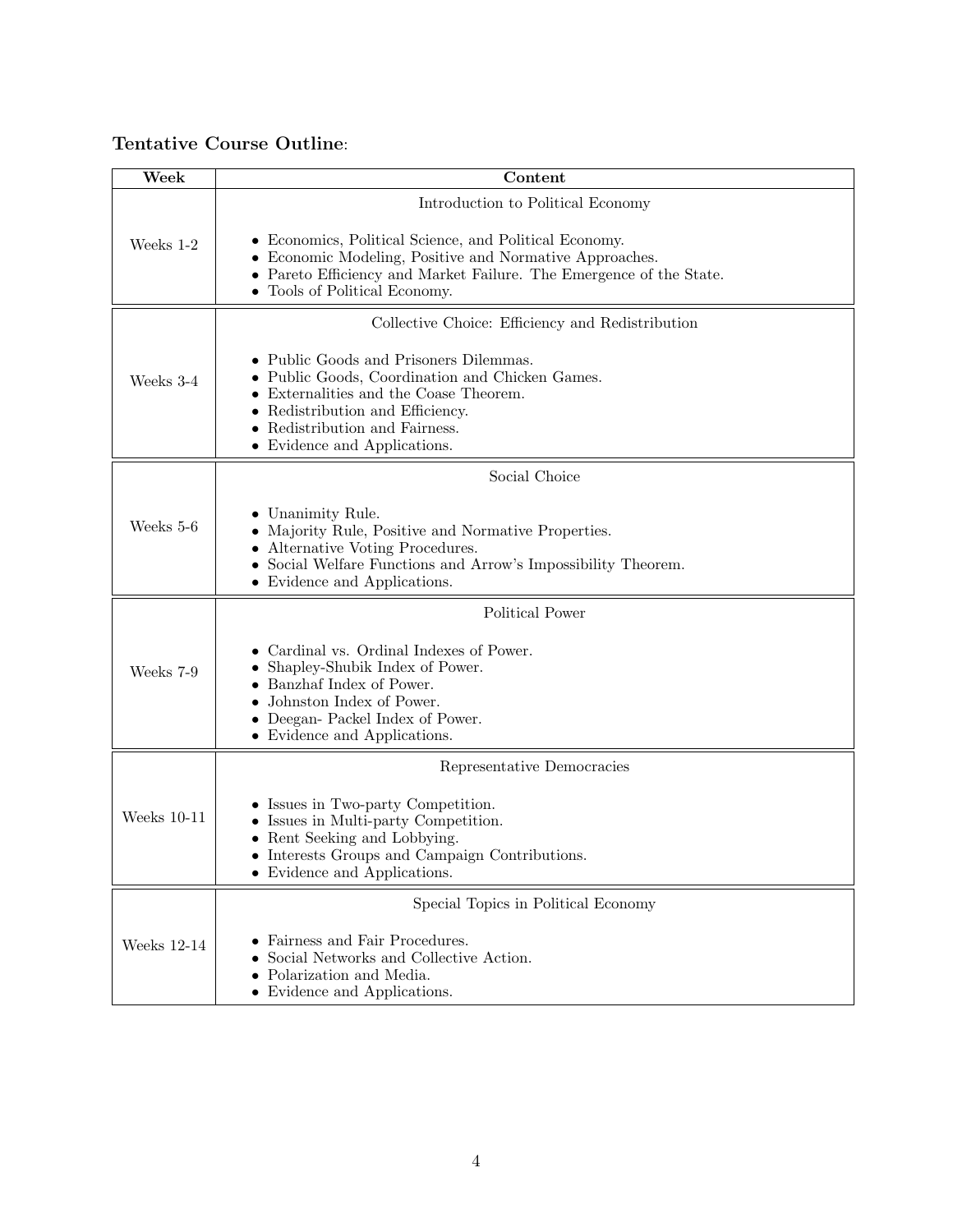**Tentative Course Outline**:

| Week | Content |
|---|---|
| Weeks 1-2 | Introduction to Political Economy<br><br>• Economics, Political Science, and Political Economy.<br>• Economic Modeling, Positive and Normative Approaches.<br>• Pareto Efficiency and Market Failure. The Emergence of the State.<br>• Tools of Political Economy. |
| Weeks 3-4 | Collective Choice: Efficiency and Redistribution<br><br>• Public Goods and Prisoners Dilemmas.<br>• Public Goods, Coordination and Chicken Games.<br>• Externalities and the Coase Theorem.<br>• Redistribution and Efficiency.<br>• Redistribution and Fairness.<br>• Evidence and Applications. |
| Weeks 5-6 | Social Choice<br><br>• Unanimity Rule.<br>• Majority Rule, Positive and Normative Properties.<br>• Alternative Voting Procedures.<br>• Social Welfare Functions and Arrow's Impossibility Theorem.<br>• Evidence and Applications. |
| Weeks 7-9 | Political Power<br><br>• Cardinal vs. Ordinal Indexes of Power.<br>• Shapley-Shubik Index of Power.<br>• Banzhaf Index of Power.<br>• Johnston Index of Power.<br>• Deegan- Packel Index of Power.<br>• Evidence and Applications. |
| Weeks 10-11 | Representative Democracies<br><br>• Issues in Two-party Competition.<br>• Issues in Multi-party Competition.<br>• Rent Seeking and Lobbying.<br>• Interests Groups and Campaign Contributions.<br>• Evidence and Applications. |
| Weeks 12-14 | Special Topics in Political Economy<br><br>• Fairness and Fair Procedures.<br>• Social Networks and Collective Action.<br>• Polarization and Media.<br>• Evidence and Applications. |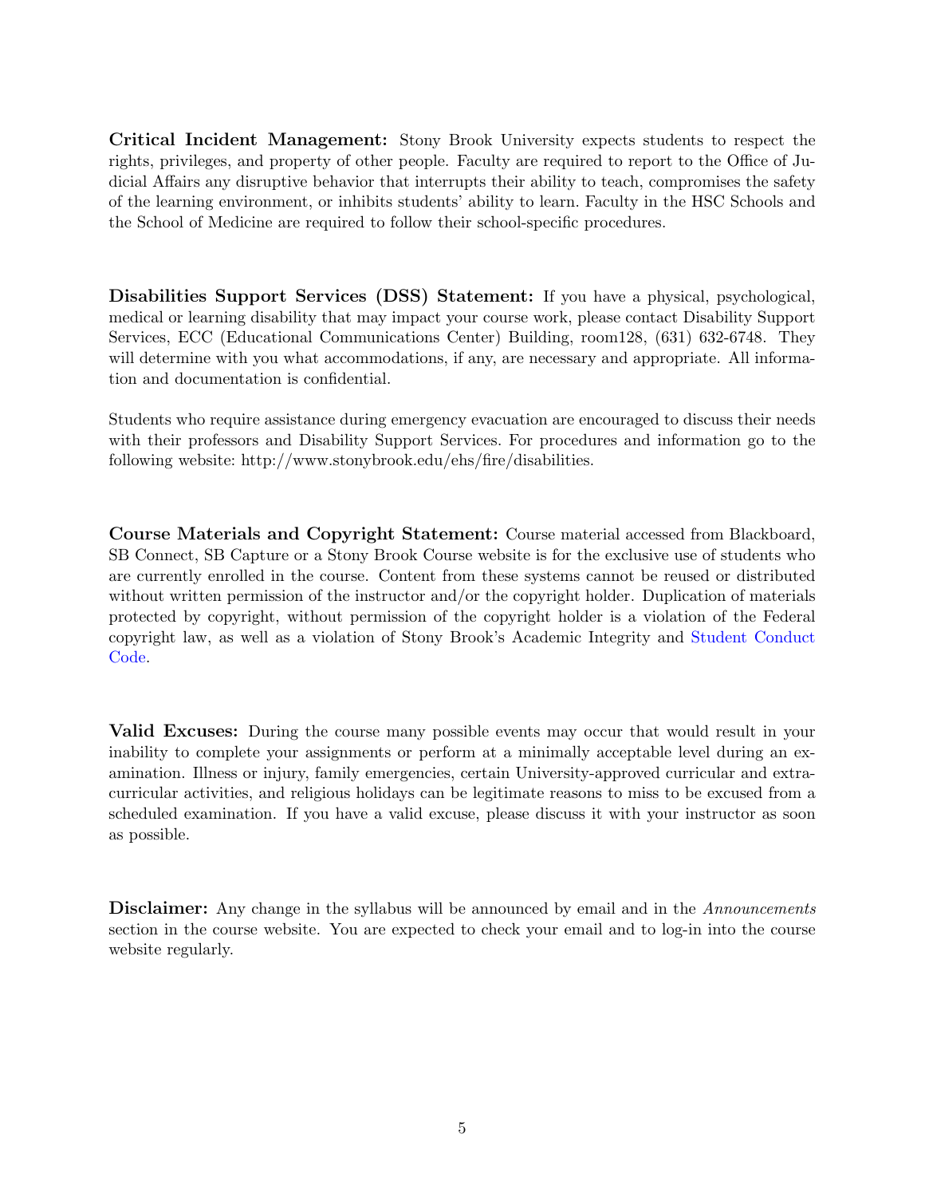**Critical Incident Management:** Stony Brook University expects students to respect the rights, privileges, and property of other people. Faculty are required to report to the Office of Judicial Affairs any disruptive behavior that interrupts their ability to teach, compromises the safety of the learning environment, or inhibits students' ability to learn. Faculty in the HSC Schools and the School of Medicine are required to follow their school-specific procedures.

**Disabilities Support Services (DSS) Statement:** If you have a physical, psychological, medical or learning disability that may impact your course work, please contact Disability Support Services, ECC (Educational Communications Center) Building, room128, (631) 632-6748. They will determine with you what accommodations, if any, are necessary and appropriate. All information and documentation is confidential.

Students who require assistance during emergency evacuation are encouraged to discuss their needs with their professors and Disability Support Services. For procedures and information go to the following website: http://www.stonybrook.edu/ehs/fire/disabilities.

**Course Materials and Copyright Statement:** Course material accessed from Blackboard, SB Connect, SB Capture or a Stony Brook Course website is for the exclusive use of students who are currently enrolled in the course. Content from these systems cannot be reused or distributed without written permission of the instructor and/or the copyright holder. Duplication of materials protected by copyright, without permission of the copyright holder is a violation of the Federal copyright law, as well as a violation of Stony Brook's Academic Integrity and Student Conduct Code.

**Valid Excuses:** During the course many possible events may occur that would result in your inability to complete your assignments or perform at a minimally acceptable level during an examination. Illness or injury, family emergencies, certain University-approved curricular and extra-curricular activities, and religious holidays can be legitimate reasons to miss to be excused from a scheduled examination. If you have a valid excuse, please discuss it with your instructor as soon as possible.

**Disclaimer:** Any change in the syllabus will be announced by email and in the *Announcements* section in the course website. You are expected to check your email and to log-in into the course website regularly.